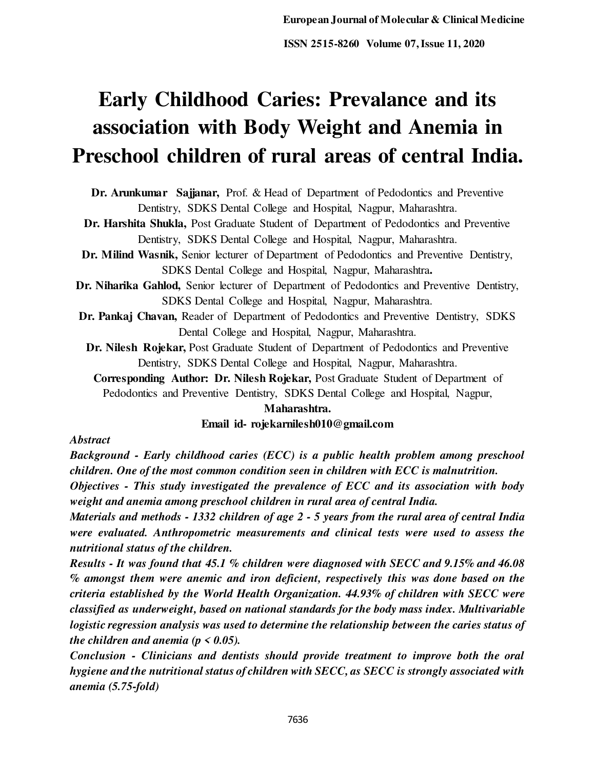# Early Childhood Caries: Prevalance and its association with Body Weight and Anemia in Preschool children of rural areas of central India.

**Dr. Arunkumar Sajjanar,** Prof. & Head of Department of Pedodontics and Preventive Dentistry, SDKS Dental College and Hospital, Nagpur, Maharashtra.

**Dr. Harshita Shukla,** Post Graduate Student of Department of Pedodontics and Preventive Dentistry, SDKS Dental College and Hospital, Nagpur, Maharashtra.

**Dr. Milind Wasnik,** Senior lecturer of Department of Pedodontics and Preventive Dentistry, SDKS Dental College and Hospital, Nagpur, Maharashtra**.**

**Dr. Niharika Gahlod,** Senior lecturer of Department of Pedodontics and Preventive Dentistry, SDKS Dental College and Hospital, Nagpur, Maharashtra.

**Dr. Pankaj Chavan,** Reader of Department of Pedodontics and Preventive Dentistry, SDKS Dental College and Hospital, Nagpur, Maharashtra.

**Dr. Nilesh Rojekar,** Post Graduate Student of Department of Pedodontics and Preventive Dentistry, SDKS Dental College and Hospital, Nagpur, Maharashtra.

**Corresponding Author: Dr. Nilesh Rojekar,** Post Graduate Student of Department of Pedodontics and Preventive Dentistry, SDKS Dental College and Hospital, Nagpur, **Maharashtra.**

**Email id- rojekarnilesh010@gmail.com**

*Abstract*

***Background - Early childhood caries (ECC) is a public health problem among preschool children. One of the most common condition seen in children with ECC is malnutrition.***

***Objectives - This study investigated the prevalence of ECC and its association with body weight and anemia among preschool children in rural area of central India.***

***Materials and methods - 1332 children of age 2 - 5 years from the rural area of central India were evaluated. Anthropometric measurements and clinical tests were used to assess the nutritional status of the children.***

***Results - It was found that 45.1 % children were diagnosed with SECC and 9.15% and 46.08 % amongst them were anemic and iron deficient, respectively this was done based on the criteria established by the World Health Organization. 44.93% of children with SECC were classified as underweight, based on national standards for the body mass index. Multivariable logistic regression analysis was used to determine the relationship between the caries status of the children and anemia ($p < 0.05$).***

***Conclusion - Clinicians and dentists should provide treatment to improve both the oral hygiene and the nutritional status of children with SECC, as SECC is strongly associated with anemia (5.75-fold)***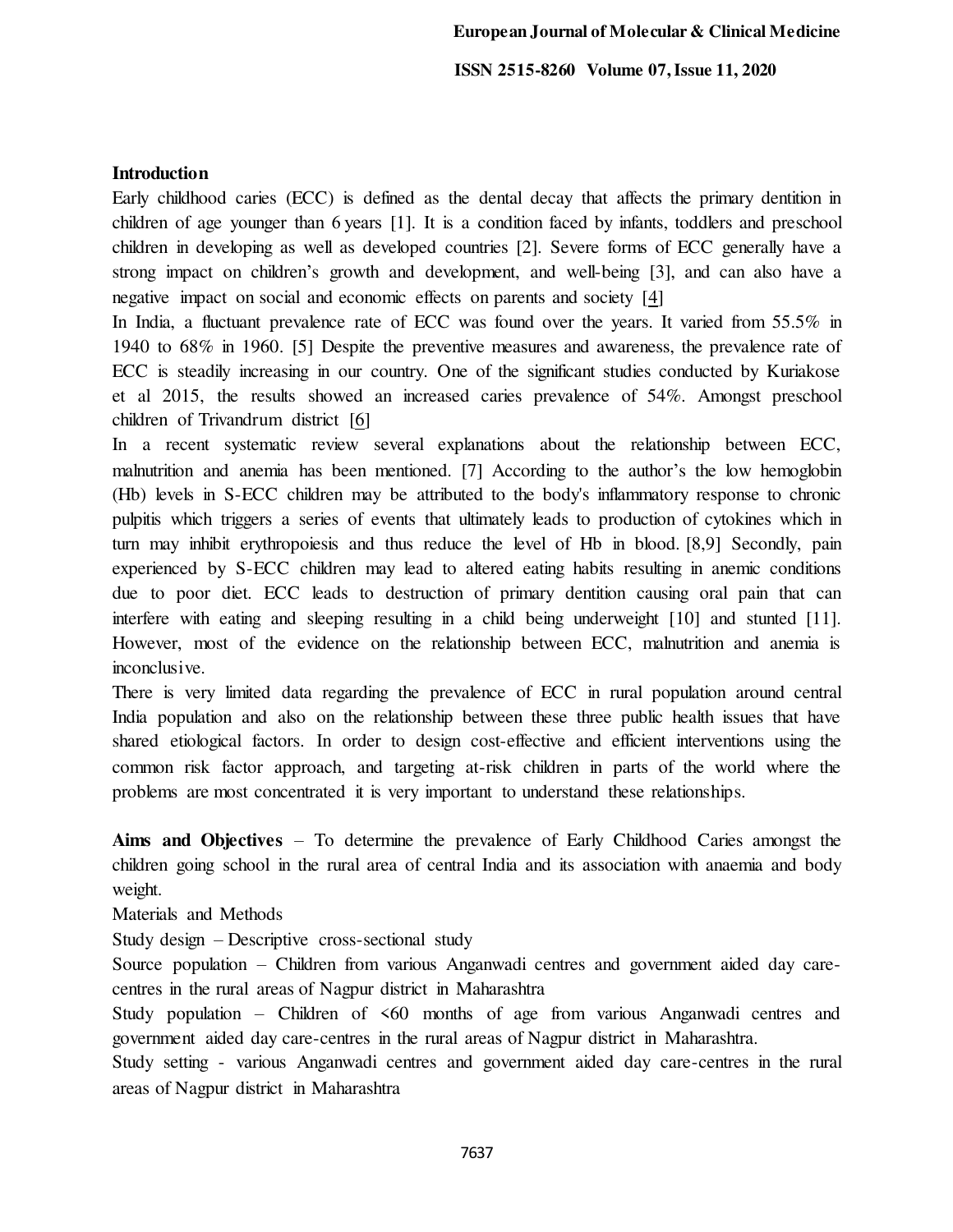## Introduction

Early childhood caries (ECC) is defined as the dental decay that affects the primary dentition in children of age younger than 6 years [1]. It is a condition faced by infants, toddlers and preschool children in developing as well as developed countries [2]. Severe forms of ECC generally have a strong impact on children's growth and development, and well-being [3], and can also have a negative impact on social and economic effects on parents and society [4]

In India, a fluctuant prevalence rate of ECC was found over the years. It varied from 55.5% in 1940 to 68% in 1960. [5] Despite the preventive measures and awareness, the prevalence rate of ECC is steadily increasing in our country. One of the significant studies conducted by Kuriakose et al 2015, the results showed an increased caries prevalence of 54%. Amongst preschool children of Trivandrum district [6]

In a recent systematic review several explanations about the relationship between ECC, malnutrition and anemia has been mentioned. [7] According to the author's the low hemoglobin (Hb) levels in S-ECC children may be attributed to the body's inflammatory response to chronic pulpitis which triggers a series of events that ultimately leads to production of cytokines which in turn may inhibit erythropoiesis and thus reduce the level of Hb in blood. [8,9] Secondly, pain experienced by S-ECC children may lead to altered eating habits resulting in anemic conditions due to poor diet. ECC leads to destruction of primary dentition causing oral pain that can interfere with eating and sleeping resulting in a child being underweight [10] and stunted [11]. However, most of the evidence on the relationship between ECC, malnutrition and anemia is inconclusive.

There is very limited data regarding the prevalence of ECC in rural population around central India population and also on the relationship between these three public health issues that have shared etiological factors. In order to design cost-effective and efficient interventions using the common risk factor approach, and targeting at-risk children in parts of the world where the problems are most concentrated it is very important to understand these relationships.

**Aims and Objectives** – To determine the prevalence of Early Childhood Caries amongst the children going school in the rural area of central India and its association with anaemia and body weight.

Materials and Methods

Study design – Descriptive cross-sectional study

Source population – Children from various Anganwadi centres and government aided day care-centres in the rural areas of Nagpur district in Maharashtra

Study population – Children of <60 months of age from various Anganwadi centres and government aided day care-centres in the rural areas of Nagpur district in Maharashtra.

Study setting - various Anganwadi centres and government aided day care-centres in the rural areas of Nagpur district in Maharashtra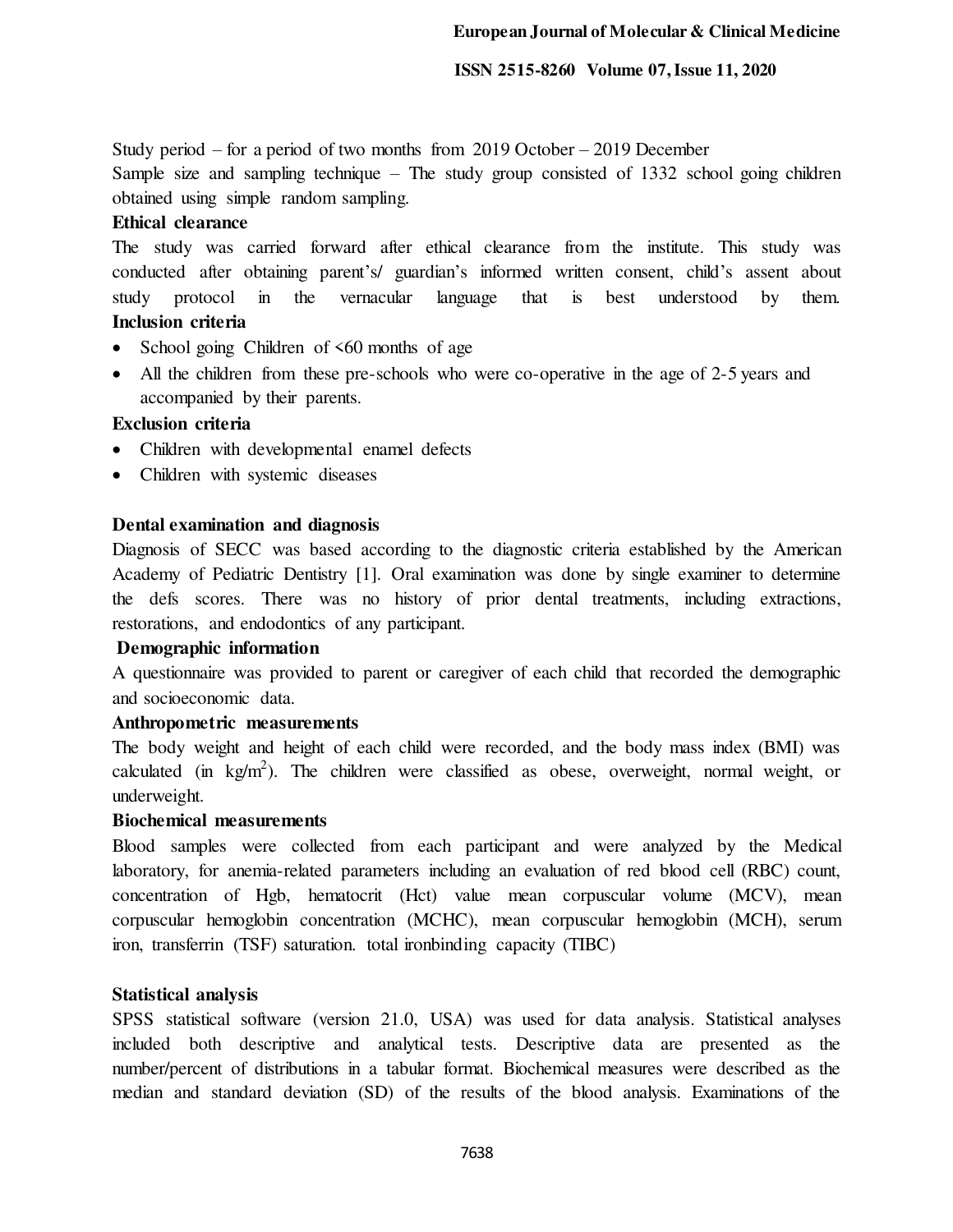Study period – for a period of two months from 2019 October – 2019 December

Sample size and sampling technique – The study group consisted of 1332 school going children obtained using simple random sampling.

**Ethical clearance**

The study was carried forward after ethical clearance from the institute. This study was conducted after obtaining parent's/ guardian's informed written consent, child's assent about study protocol in the vernacular language that is best understood by them.

**Inclusion criteria**

- School going Children of <60 months of age
- All the children from these pre-schools who were co-operative in the age of 2-5 years and accompanied by their parents.

**Exclusion criteria**

- Children with developmental enamel defects
- Children with systemic diseases

**Dental examination and diagnosis**

Diagnosis of SECC was based according to the diagnostic criteria established by the American Academy of Pediatric Dentistry [1]. Oral examination was done by single examiner to determine the defs scores. There was no history of prior dental treatments, including extractions, restorations, and endodontics of any participant.

**Demographic information**

A questionnaire was provided to parent or caregiver of each child that recorded the demographic and socioeconomic data.

**Anthropometric measurements**

The body weight and height of each child were recorded, and the body mass index (BMI) was calculated (in $kg/m^2$). The children were classified as obese, overweight, normal weight, or underweight.

**Biochemical measurements**

Blood samples were collected from each participant and were analyzed by the Medical laboratory, for anemia-related parameters including an evaluation of red blood cell (RBC) count, concentration of Hgb, hematocrit (Hct) value mean corpuscular volume (MCV), mean corpuscular hemoglobin concentration (MCHC), mean corpuscular hemoglobin (MCH), serum iron, transferrin (TSF) saturation. total ironbinding capacity (TIBC)

**Statistical analysis**

SPSS statistical software (version 21.0, USA) was used for data analysis. Statistical analyses included both descriptive and analytical tests. Descriptive data are presented as the number/percent of distributions in a tabular format. Biochemical measures were described as the median and standard deviation (SD) of the results of the blood analysis. Examinations of the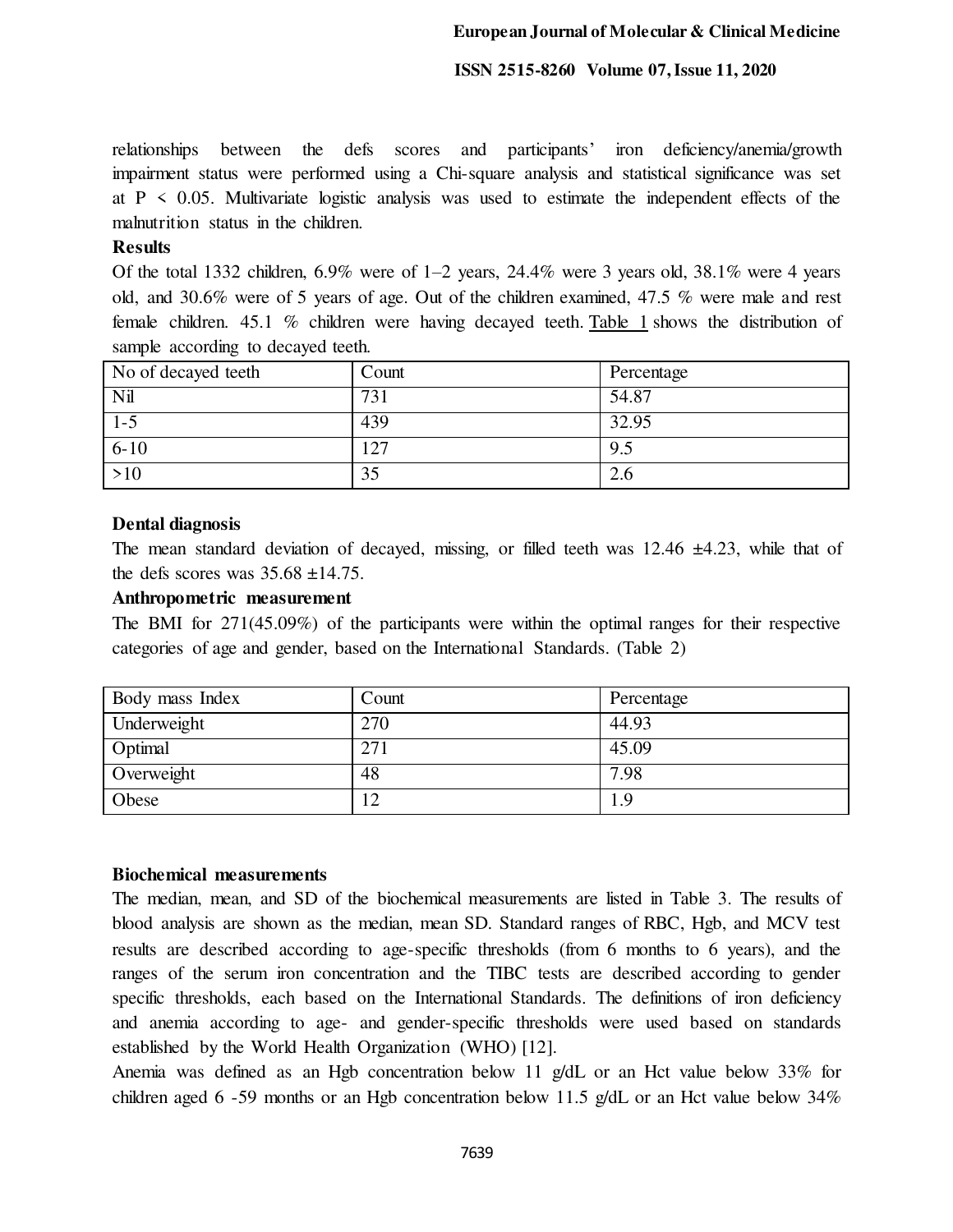relationships between the defs scores and participants' iron deficiency/anemia/growth impairment status were performed using a Chi-square analysis and statistical significance was set at $P < 0.05$. Multivariate logistic analysis was used to estimate the independent effects of the malnutrition status in the children.

**Results**

Of the total 1332 children, 6.9% were of 1–2 years, 24.4% were 3 years old, 38.1% were 4 years old, and 30.6% were of 5 years of age. Out of the children examined, 47.5 % were male and rest female children. 45.1 % children were having decayed teeth. Table 1 shows the distribution of sample according to decayed teeth.

| No of decayed teeth | Count | Percentage |
|---|---|---|
| Nil | 731 | 54.87 |
| 1-5 | 439 | 32.95 |
| 6-10 | 127 | 9.5 |
| >10 | 35 | 2.6 |

**Dental diagnosis**

The mean standard deviation of decayed, missing, or filled teeth was 12.46 ±4.23, while that of the defs scores was 35.68 ±14.75.

**Anthropometric measurement**

The BMI for 271(45.09%) of the participants were within the optimal ranges for their respective categories of age and gender, based on the International Standards. (Table 2)

| Body mass Index | Count | Percentage |
|---|---|---|
| Underweight | 270 | 44.93 |
| Optimal | 271 | 45.09 |
| Overweight | 48 | 7.98 |
| Obese | 12 | 1.9 |

**Biochemical measurements**

The median, mean, and SD of the biochemical measurements are listed in Table 3. The results of blood analysis are shown as the median, mean SD. Standard ranges of RBC, Hgb, and MCV test results are described according to age-specific thresholds (from 6 months to 6 years), and the ranges of the serum iron concentration and the TIBC tests are described according to gender specific thresholds, each based on the International Standards. The definitions of iron deficiency and anemia according to age- and gender-specific thresholds were used based on standards established by the World Health Organization (WHO) [12].

Anemia was defined as an Hgb concentration below 11 g/dL or an Hct value below 33% for children aged 6 -59 months or an Hgb concentration below 11.5 g/dL or an Hct value below 34%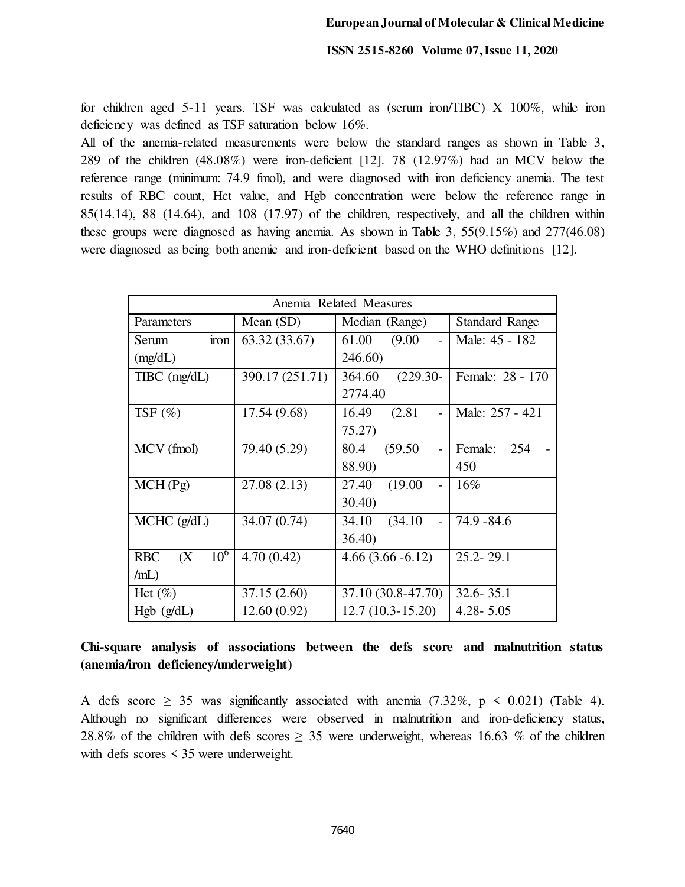for children aged 5-11 years. TSF was calculated as (serum iron/TIBC) X 100%, while iron deficiency was defined as TSF saturation below 16%.

All of the anemia-related measurements were below the standard ranges as shown in Table 3, 289 of the children (48.08%) were iron-deficient [12]. 78 (12.97%) had an MCV below the reference range (minimum: 74.9 fmol), and were diagnosed with iron deficiency anemia. The test results of RBC count, Hct value, and Hgb concentration were below the reference range in 85(14.14), 88 (14.64), and 108 (17.97) of the children, respectively, and all the children within these groups were diagnosed as having anemia. As shown in Table 3, 55(9.15%) and 277(46.08) were diagnosed as being both anemic and iron-deficient based on the WHO definitions [12].

| Anemia Related Measures | | | |
|---|---|---|---|
| Parameters | Mean (SD) | Median (Range) | Standard Range |
| Serum iron (mg/dL) | 63.32 (33.67) | 61.00 (9.00 - 246.60) | Male: 45 - 182 |
| TIBC (mg/dL) | 390.17 (251.71) | 364.60 (229.30-2774.40 | Female: 28 - 170 |
| TSF (%) | 17.54 (9.68) | 16.49 (2.81 - 75.27) | Male: 257 - 421 |
| MCV (fmol) | 79.40 (5.29) | 80.4 (59.50 - 88.90) | Female: 254 - 450 |
| MCH (Pg) | 27.08 (2.13) | 27.40 (19.00 - 30.40) | 16% |
| MCHC (g/dL) | 34.07 (0.74) | 34.10 (34.10 - 36.40) | 74.9 -84.6 |
| RBC ($X 10^6$ /mL) | 4.70 (0.42) | 4.66 (3.66 -6.12) | 25.2- 29.1 |
| Hct (%) | 37.15 (2.60) | 37.10 (30.8-47.70) | 32.6- 35.1 |
| Hgb (g/dL) | 12.60 (0.92) | 12.7 (10.3-15.20) | 4.28- 5.05 |

**Chi-square analysis of associations between the defs score and malnutrition status (anemia/iron deficiency/underweight)**

A defs score $\geq$ 35 was significantly associated with anemia (7.32%, $p < 0.021$) (Table 4). Although no significant differences were observed in malnutrition and iron-deficiency status, 28.8% of the children with defs scores $\geq$ 35 were underweight, whereas 16.63 % of the children with defs scores < 35 were underweight.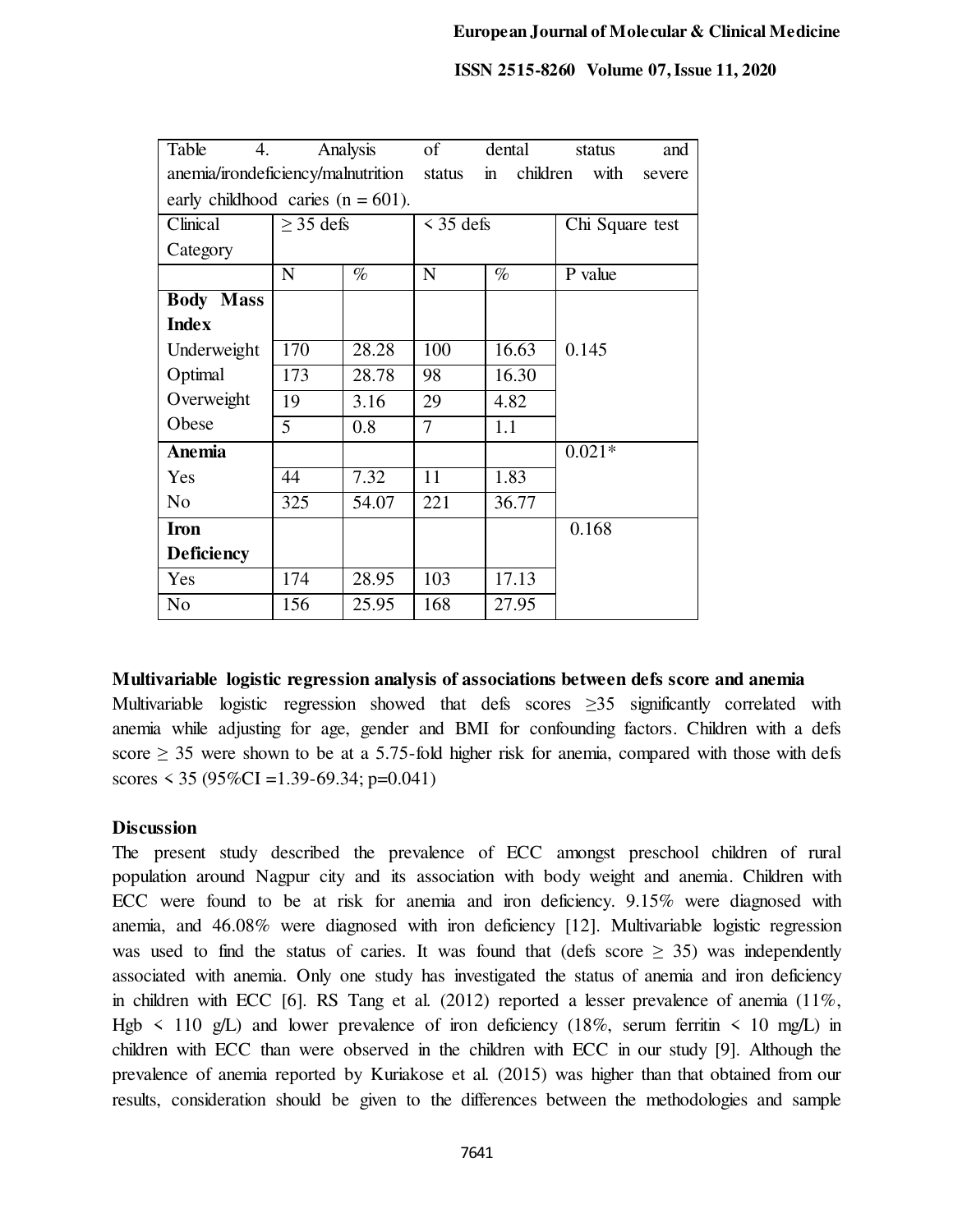Table 4. Analysis of dental status and anemia/irondeficiency/malnutrition status in children with severe early childhood caries (n = 601).

| Clinical Category | ≥ 35 defs | | < 35 defs | | Chi Square test |
|---|---|---|---|---|---|
| | N | % | N | % | P value |
| **Body Mass Index** | | | | | 0.145 |
| Underweight | 170 | 28.28 | 100 | 16.63 | |
| Optimal | 173 | 28.78 | 98 | 16.30 | |
| Overweight | 19 | 3.16 | 29 | 4.82 | |
| Obese | 5 | 0.8 | 7 | 1.1 | |
| **Anemia** | | | | | 0.021* |
| Yes | 44 | 7.32 | 11 | 1.83 | |
| No | 325 | 54.07 | 221 | 36.77 | |
| **Iron Deficiency** | | | | | 0.168 |
| Yes | 174 | 28.95 | 103 | 17.13 | |
| No | 156 | 25.95 | 168 | 27.95 | |

**Multivariable logistic regression analysis of associations between defs score and anemia**

Multivariable logistic regression showed that defs scores ≥35 significantly correlated with anemia while adjusting for age, gender and BMI for confounding factors. Children with a defs score ≥ 35 were shown to be at a 5.75-fold higher risk for anemia, compared with those with defs scores < 35 (95%CI =1.39-69.34; p=0.041)

**Discussion**

The present study described the prevalence of ECC amongst preschool children of rural population around Nagpur city and its association with body weight and anemia. Children with ECC were found to be at risk for anemia and iron deficiency. 9.15% were diagnosed with anemia, and 46.08% were diagnosed with iron deficiency [12]. Multivariable logistic regression was used to find the status of caries. It was found that (defs score ≥ 35) was independently associated with anemia. Only one study has investigated the status of anemia and iron deficiency in children with ECC [6]. RS Tang et al. (2012) reported a lesser prevalence of anemia (11%, Hgb < 110 g/L) and lower prevalence of iron deficiency (18%, serum ferritin < 10 mg/L) in children with ECC than were observed in the children with ECC in our study [9]. Although the prevalence of anemia reported by Kuriakose et al. (2015) was higher than that obtained from our results, consideration should be given to the differences between the methodologies and sample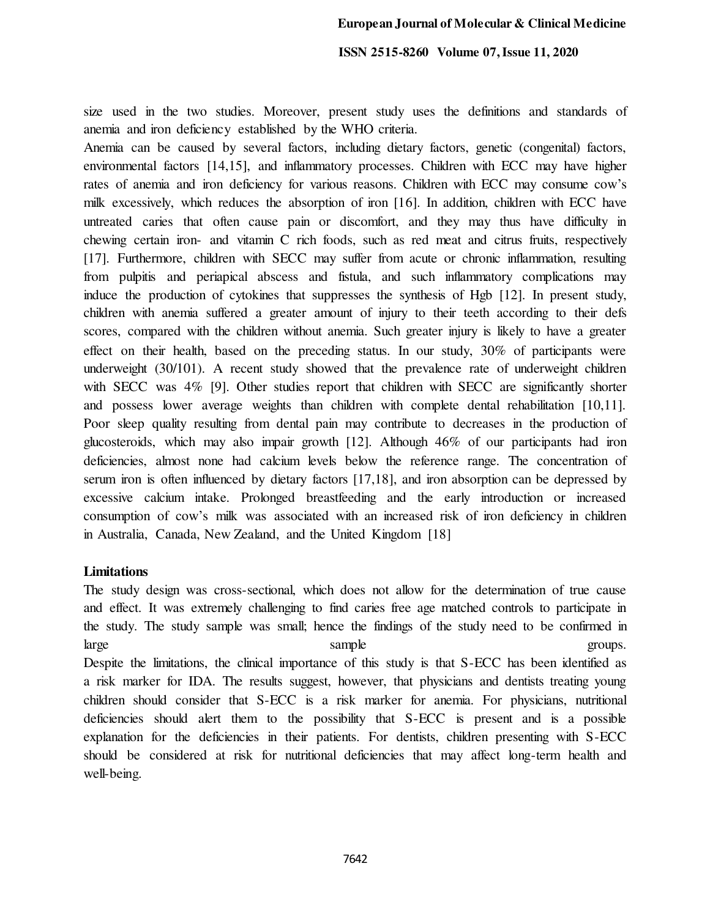size used in the two studies. Moreover, present study uses the definitions and standards of anemia and iron deficiency established by the WHO criteria.

Anemia can be caused by several factors, including dietary factors, genetic (congenital) factors, environmental factors [14,15], and inflammatory processes. Children with ECC may have higher rates of anemia and iron deficiency for various reasons. Children with ECC may consume cow's milk excessively, which reduces the absorption of iron [16]. In addition, children with ECC have untreated caries that often cause pain or discomfort, and they may thus have difficulty in chewing certain iron- and vitamin C rich foods, such as red meat and citrus fruits, respectively [17]. Furthermore, children with SECC may suffer from acute or chronic inflammation, resulting from pulpitis and periapical abscess and fistula, and such inflammatory complications may induce the production of cytokines that suppresses the synthesis of Hgb [12]. In present study, children with anemia suffered a greater amount of injury to their teeth according to their defs scores, compared with the children without anemia. Such greater injury is likely to have a greater effect on their health, based on the preceding status. In our study, 30% of participants were underweight (30/101). A recent study showed that the prevalence rate of underweight children with SECC was 4% [9]. Other studies report that children with SECC are significantly shorter and possess lower average weights than children with complete dental rehabilitation [10,11]. Poor sleep quality resulting from dental pain may contribute to decreases in the production of glucosteroids, which may also impair growth [12]. Although 46% of our participants had iron deficiencies, almost none had calcium levels below the reference range. The concentration of serum iron is often influenced by dietary factors [17,18], and iron absorption can be depressed by excessive calcium intake. Prolonged breastfeeding and the early introduction or increased consumption of cow's milk was associated with an increased risk of iron deficiency in children in Australia, Canada, New Zealand, and the United Kingdom [18]

## Limitations

The study design was cross-sectional, which does not allow for the determination of true cause and effect. It was extremely challenging to find caries free age matched controls to participate in the study. The study sample was small; hence the findings of the study need to be confirmed in large sample groups.

Despite the limitations, the clinical importance of this study is that S-ECC has been identified as a risk marker for IDA. The results suggest, however, that physicians and dentists treating young children should consider that S-ECC is a risk marker for anemia. For physicians, nutritional deficiencies should alert them to the possibility that S-ECC is present and is a possible explanation for the deficiencies in their patients. For dentists, children presenting with S-ECC should be considered at risk for nutritional deficiencies that may affect long-term health and well-being.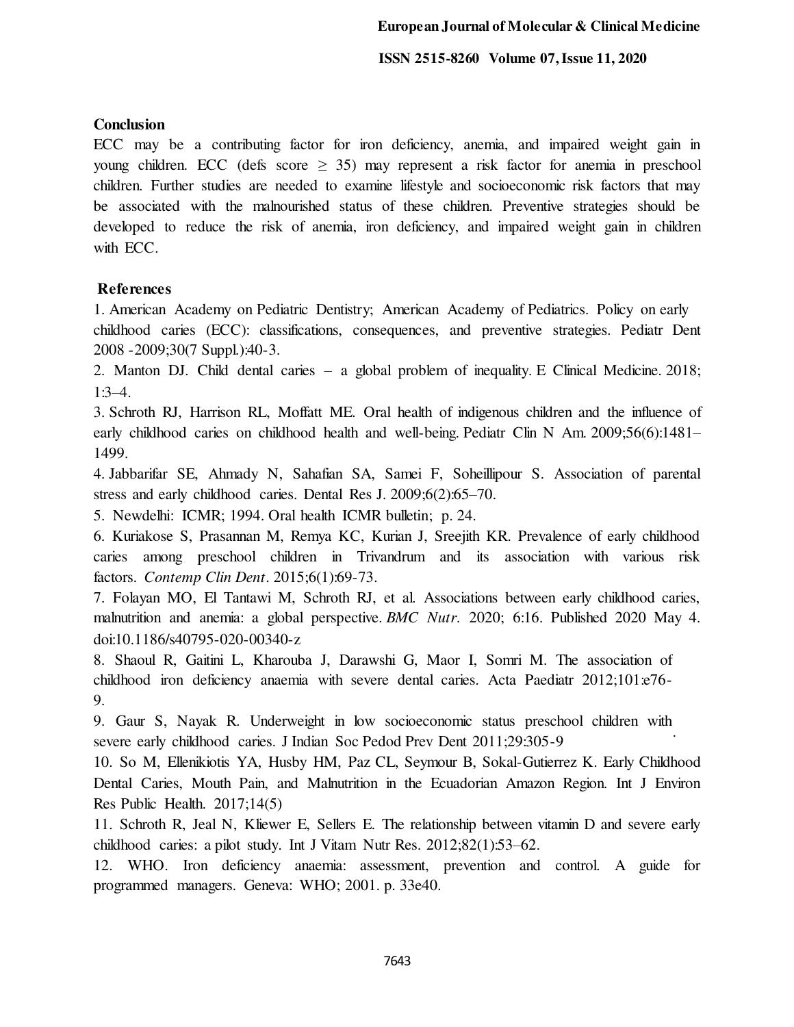## Conclusion

ECC may be a contributing factor for iron deficiency, anemia, and impaired weight gain in young children. ECC (defs score $\geq$ 35) may represent a risk factor for anemia in preschool children. Further studies are needed to examine lifestyle and socioeconomic risk factors that may be associated with the malnourished status of these children. Preventive strategies should be developed to reduce the risk of anemia, iron deficiency, and impaired weight gain in children with ECC.

## References

1. American Academy on Pediatric Dentistry; American Academy of Pediatrics. Policy on early childhood caries (ECC): classifications, consequences, and preventive strategies. Pediatr Dent 2008 -2009;30(7 Suppl.):40-3.
2. Manton DJ. Child dental caries – a global problem of inequality. E Clinical Medicine. 2018; 1:3–4.
3. Schroth RJ, Harrison RL, Moffatt ME. Oral health of indigenous children and the influence of early childhood caries on childhood health and well-being. Pediatr Clin N Am. 2009;56(6):1481–1499.
4. Jabbarifar SE, Ahmady N, Sahafian SA, Samei F, Soheillipour S. Association of parental stress and early childhood caries. Dental Res J. 2009;6(2):65–70.
5. Newdelhi: ICMR; 1994. Oral health ICMR bulletin; p. 24.
6. Kuriakose S, Prasannan M, Remya KC, Kurian J, Sreejith KR. Prevalence of early childhood caries among preschool children in Trivandrum and its association with various risk factors. *Contemp Clin Dent*. 2015;6(1):69-73.
7. Folayan MO, El Tantawi M, Schroth RJ, et al. Associations between early childhood caries, malnutrition and anemia: a global perspective. *BMC Nutr*. 2020; 6:16. Published 2020 May 4. doi:10.1186/s40795-020-00340-z
8. Shaoul R, Gaitini L, Kharouba J, Darawshi G, Maor I, Somri M. The association of childhood iron deficiency anaemia with severe dental caries. Acta Paediatr 2012;101:e76-9.
9. Gaur S, Nayak R. Underweight in low socioeconomic status preschool children with severe early childhood caries. J Indian Soc Pedod Prev Dent 2011;29:305-9
10. So M, Ellenikiotis YA, Husby HM, Paz CL, Seymour B, Sokal-Gutierrez K. Early Childhood Dental Caries, Mouth Pain, and Malnutrition in the Ecuadorian Amazon Region. Int J Environ Res Public Health. 2017;14(5)
11. Schroth R, Jeal N, Kliewer E, Sellers E. The relationship between vitamin D and severe early childhood caries: a pilot study. Int J Vitam Nutr Res. 2012;82(1):53–62.
12. WHO. Iron deficiency anaemia: assessment, prevention and control. A guide for programmed managers. Geneva: WHO; 2001. p. 33e40.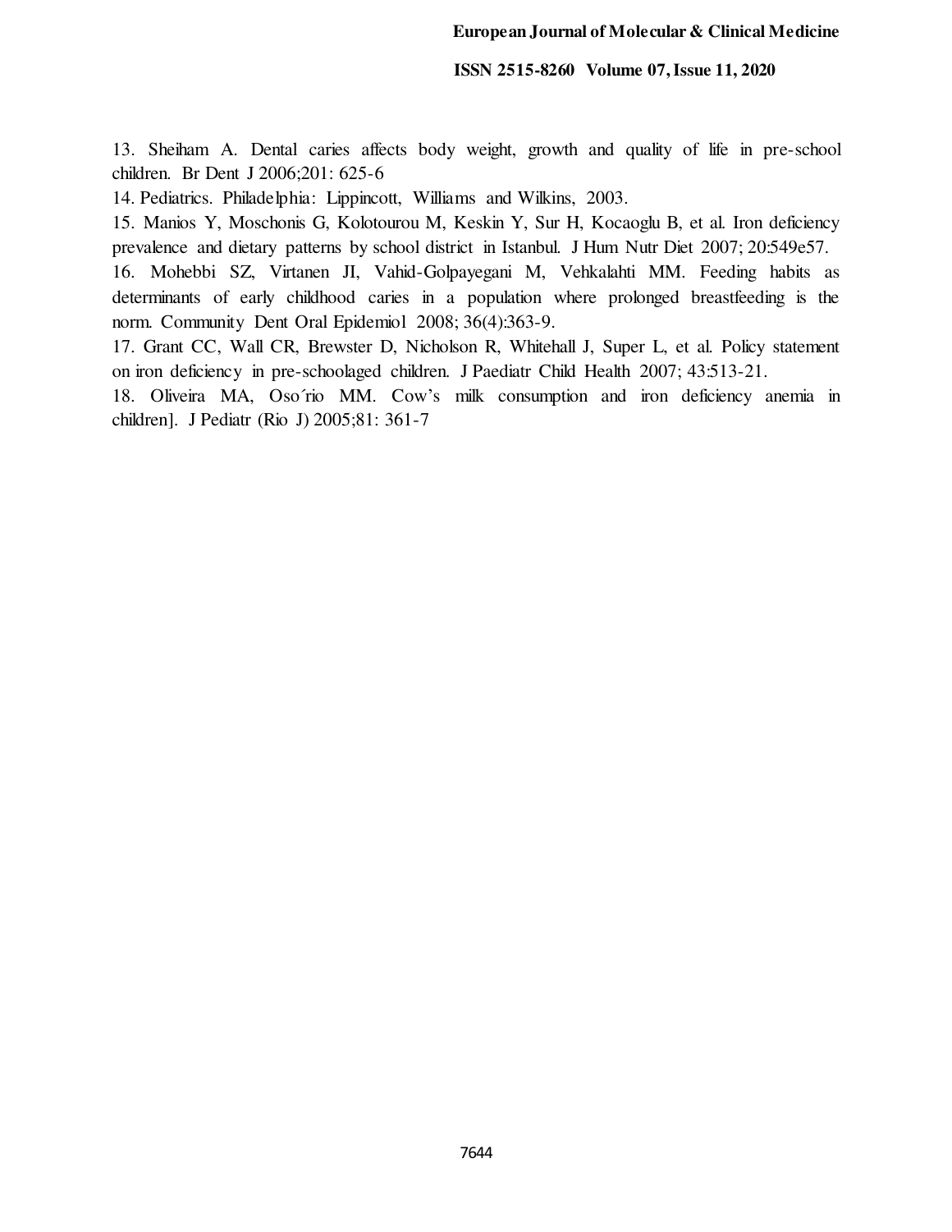13. Sheiham A. Dental caries affects body weight, growth and quality of life in pre-school children. Br Dent J 2006;201: 625-6

14. Pediatrics. Philadelphia: Lippincott, Williams and Wilkins, 2003.

15. Manios Y, Moschonis G, Kolotourou M, Keskin Y, Sur H, Kocaoglu B, et al. Iron deficiency prevalence and dietary patterns by school district in Istanbul. J Hum Nutr Diet 2007; 20:549e57.

16. Mohebbi SZ, Virtanen JI, Vahid-Golpayegani M, Vehkalahti MM. Feeding habits as determinants of early childhood caries in a population where prolonged breastfeeding is the norm. Community Dent Oral Epidemiol 2008; 36(4):363-9.

17. Grant CC, Wall CR, Brewster D, Nicholson R, Whitehall J, Super L, et al. Policy statement on iron deficiency in pre-schoolaged children. J Paediatr Child Health 2007; 43:513-21.

18. Oliveira MA, Oso´rio MM. Cow's milk consumption and iron deficiency anemia in children]. J Pediatr (Rio J) 2005;81: 361-7